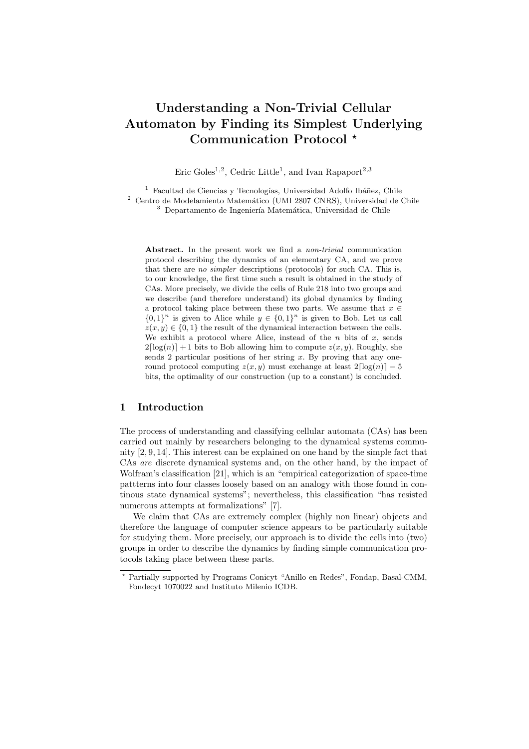# Understanding a Non-Trivial Cellular Automaton by Finding its Simplest Underlying Communication Protocol *

Eric Goles[1,2], Cedric Little[1], and Ivan Rapaport[2,3]

[1] Facultad de Ciencias y Tecnologías, Universidad Adolfo Ibáñez, Chile
[2] Centro de Modelamiento Matemático (UMI 2807 CNRS), Universidad de Chile
[3] Departamento de Ingeniería Matemática, Universidad de Chile

**Abstract.** In the present work we find a *non-trivial* communication protocol describing the dynamics of an elementary CA, and we prove that there are *no simpler* descriptions (protocols) for such CA. This is, to our knowledge, the first time such a result is obtained in the study of CAs. More precisely, we divide the cells of Rule 218 into two groups and we describe (and therefore understand) its global dynamics by finding a protocol taking place between these two parts. We assume that $x \in \{0,1\}^n$ is given to Alice while $y \in \{0,1\}^n$ is given to Bob. Let us call $z(x,y) \in \{0,1\}$ the result of the dynamical interaction between the cells. We exhibit a protocol where Alice, instead of the $n$ bits of $x$, sends $2\lceil \log(n) \rceil + 1$ bits to Bob allowing him to compute $z(x,y)$. Roughly, she sends 2 particular positions of her string $x$. By proving that any one-round protocol computing $z(x,y)$ must exchange at least $2\lceil \log(n) \rceil - 5$ bits, the optimality of our construction (up to a constant) is concluded.

## 1 Introduction

The process of understanding and classifying cellular automata (CAs) has been carried out mainly by researchers belonging to the dynamical systems community [2, 9, 14]. This interest can be explained on one hand by the simple fact that CAs *are* discrete dynamical systems and, on the other hand, by the impact of Wolfram's classification [21], which is an "empirical categorization of space-time pattterns into four classes loosely based on an analogy with those found in continous state dynamical systems"; nevertheless, this classification "has resisted numerous attempts at formalizations" [7].

We claim that CAs are extremely complex (highly non linear) objects and therefore the language of computer science appears to be particularly suitable for studying them. More precisely, our approach is to divide the cells into (two) groups in order to describe the dynamics by finding simple communication protocols taking place between these parts.

* Partially supported by Programs Conicyt "Anillo en Redes", Fondap, Basal-CMM, Fondecyt 1070022 and Instituto Milenio ICDB.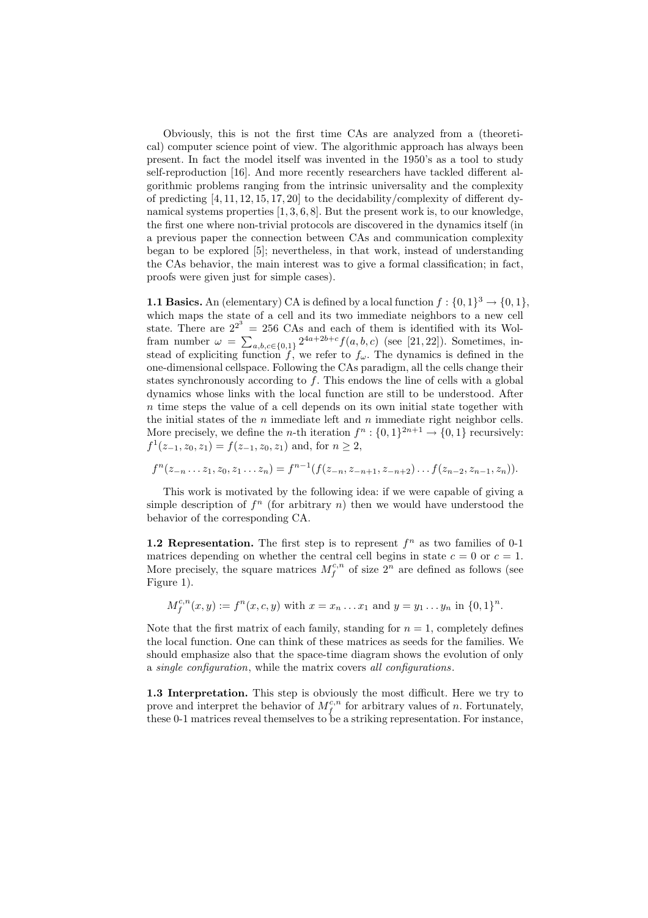Obviously, this is not the first time CAs are analyzed from a (theoretical) computer science point of view. The algorithmic approach has always been present. In fact the model itself was invented in the 1950's as a tool to study self-reproduction [16]. And more recently researchers have tackled different algorithmic problems ranging from the intrinsic universality and the complexity of predicting [4, 11, 12, 15, 17, 20] to the decidability/complexity of different dynamical systems properties [1, 3, 6, 8]. But the present work is, to our knowledge, the first one where non-trivial protocols are discovered in the dynamics itself (in a previous paper the connection between CAs and communication complexity began to be explored [5]; nevertheless, in that work, instead of understanding the CAs behavior, the main interest was to give a formal classification; in fact, proofs were given just for simple cases).

**1.1 Basics.** An (elementary) CA is defined by a local function $f : \{0,1\}^3 \to \{0,1\}$, which maps the state of a cell and its two immediate neighbors to a new cell state. There are $2^{2^3} = 256$ CAs and each of them is identified with its Wolfram number $\omega = \sum_{a,b,c \in \{0,1\}} 2^{4a+2b+c} f(a,b,c)$ (see [21, 22]). Sometimes, instead of expliciting function $f$, we refer to $f_\omega$. The dynamics is defined in the one-dimensional cellspace. Following the CAs paradigm, all the cells change their states synchronously according to $f$. This endows the line of cells with a global dynamics whose links with the local function are still to be understood. After $n$ time steps the value of a cell depends on its own initial state together with the initial states of the $n$ immediate left and $n$ immediate right neighbor cells. More precisely, we define the $n$-th iteration $f^n : \{0,1\}^{2n+1} \to \{0,1\}$ recursively: $f^1(z_{-1}, z_0, z_1) = f(z_{-1}, z_0, z_1)$ and, for $n \geq 2$,

$$f^n(z_{-n} \dots z_1, z_0, z_1 \dots z_n) = f^{n-1}(f(z_{-n}, z_{-n+1}, z_{-n+2}) \dots f(z_{n-2}, z_{n-1}, z_n)).$$

This work is motivated by the following idea: if we were capable of giving a simple description of $f^n$ (for arbitrary $n$) then we would have understood the behavior of the corresponding CA.

**1.2 Representation.** The first step is to represent $f^n$ as two families of 0-1 matrices depending on whether the central cell begins in state $c = 0$ or $c = 1$. More precisely, the square matrices $M_f^{c,n}$ of size $2^n$ are defined as follows (see Figure 1).

$$M_f^{c,n}(x, y) := f^n(x, c, y) \text{ with } x = x_n \dots x_1 \text{ and } y = y_1 \dots y_n \text{ in } \{0,1\}^n.$$

Note that the first matrix of each family, standing for $n = 1$, completely defines the local function. One can think of these matrices as seeds for the families. We should emphasize also that the space-time diagram shows the evolution of only a *single configuration*, while the matrix covers *all configurations*.

**1.3 Interpretation.** This step is obviously the most difficult. Here we try to prove and interpret the behavior of $M_f^{c,n}$ for arbitrary values of $n$. Fortunately, these 0-1 matrices reveal themselves to be a striking representation. For instance,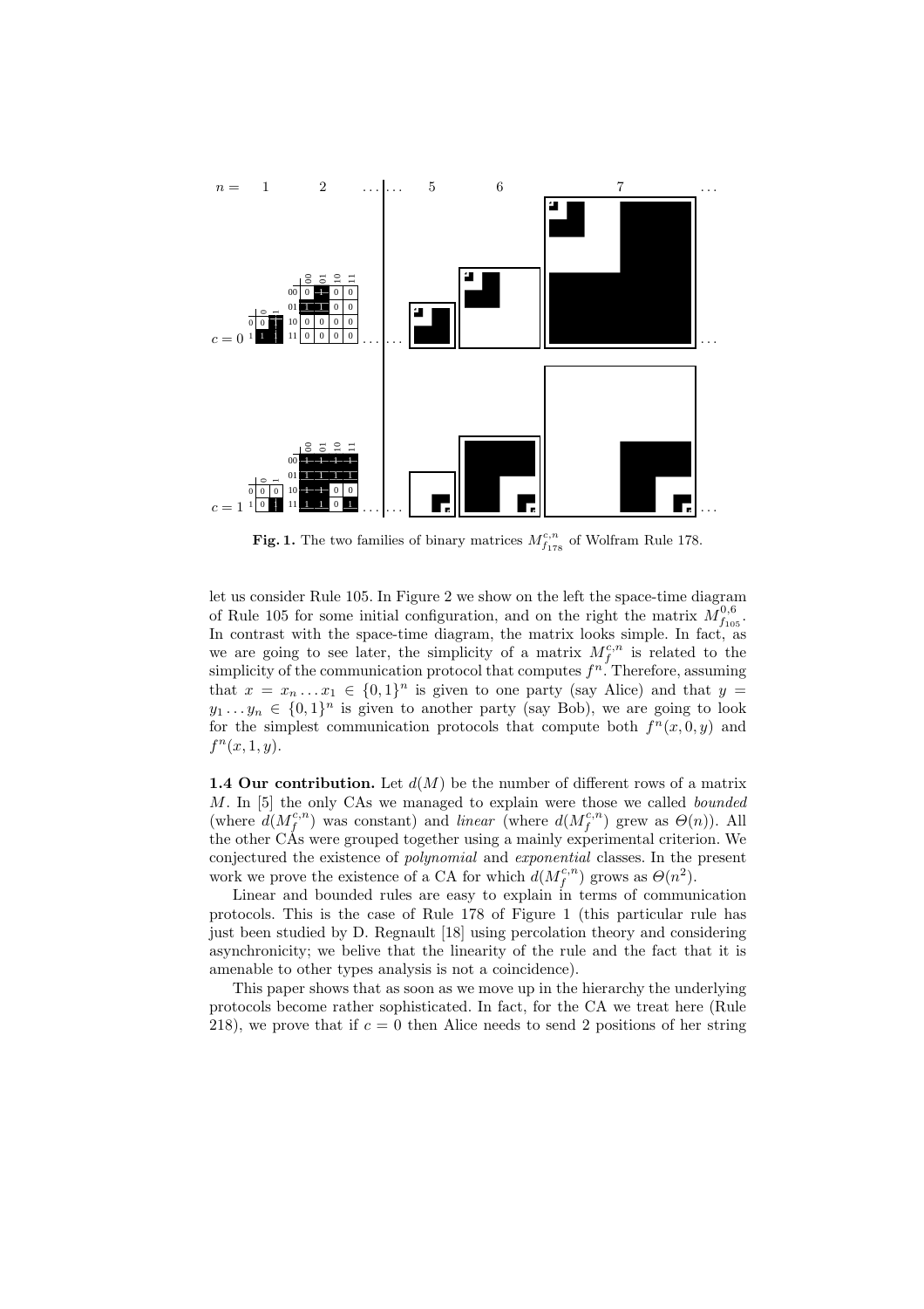**Fig. 1.** The two families of binary matrices $M_{f_{178}}^{c,n}$ of Wolfram Rule 178.

let us consider Rule 105. In Figure 2 we show on the left the space-time diagram of Rule 105 for some initial configuration, and on the right the matrix $M_{f_{105}}^{0,6}$. In contrast with the space-time diagram, the matrix looks simple. In fact, as we are going to see later, the simplicity of a matrix $M_f^{c,n}$ is related to the simplicity of the communication protocol that computes $f^n$. Therefore, assuming that $x = x_n \dots x_1 \in \{0,1\}^n$ is given to one party (say Alice) and that $y = y_1 \dots y_n \in \{0,1\}^n$ is given to another party (say Bob), we are going to look for the simplest communication protocols that compute both $f^n(x, 0, y)$ and $f^n(x, 1, y)$.

**1.4 Our contribution.** Let $d(M)$ be the number of different rows of a matrix $M$. In [5] the only CAs we managed to explain were those we called *bounded* (where $d(M_f^{c,n})$ was constant) and *linear* (where $d(M_f^{c,n})$ grew as $\Theta(n)$). All the other CAs were grouped together using a mainly experimental criterion. We conjectured the existence of *polynomial* and *exponential* classes. In the present work we prove the existence of a CA for which $d(M_f^{c,n})$ grows as $\Theta(n^2)$.

Linear and bounded rules are easy to explain in terms of communication protocols. This is the case of Rule 178 of Figure 1 (this particular rule has just been studied by D. Regnault [18] using percolation theory and considering asynchronicity; we belive that the linearity of the rule and the fact that it is amenable to other types analysis is not a coincidence).

This paper shows that as soon as we move up in the hierarchy the underlying protocols become rather sophisticated. In fact, for the CA we treat here (Rule 218), we prove that if $c = 0$ then Alice needs to send 2 positions of her string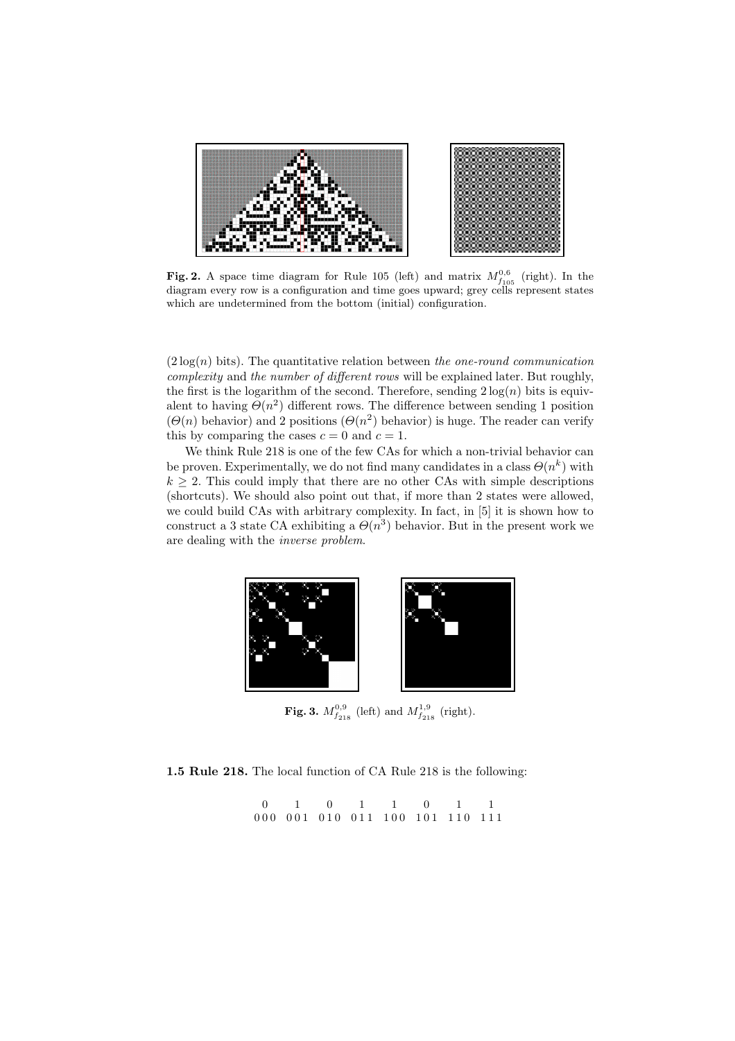**Fig. 2.** A space time diagram for Rule 105 (left) and matrix $M^{0,6}_{f_{105}}$ (right). In the diagram every row is a configuration and time goes upward; grey cells represent states which are undetermined from the bottom (initial) configuration.

($2\log(n)$ bits). The quantitative relation between *the one-round communication complexity* and *the number of different rows* will be explained later. But roughly, the first is the logarithm of the second. Therefore, sending $2\log(n)$ bits is equivalent to having $\Theta(n^2)$ different rows. The difference between sending 1 position ($\Theta(n)$ behavior) and 2 positions ($\Theta(n^2)$ behavior) is huge. The reader can verify this by comparing the cases $c = 0$ and $c = 1$.

We think Rule 218 is one of the few CAs for which a non-trivial behavior can be proven. Experimentally, we do not find many candidates in a class $\Theta(n^k)$ with $k \geq 2$. This could imply that there are no other CAs with simple descriptions (shortcuts). We should also point out that, if more than 2 states were allowed, we could build CAs with arbitrary complexity. In fact, in [5] it is shown how to construct a 3 state CA exhibiting a $\Theta(n^3)$ behavior. But in the present work we are dealing with the *inverse problem*.

**Fig. 3.** $M^{0,9}_{f_{218}}$ (left) and $M^{1,9}_{f_{218}}$ (right).

**1.5 Rule 218.** The local function of CA Rule 218 is the following:

| 0 | 1 | 0 | 1 | 1 | 0 | 1 | 1 |
|---|---|---|---|---|---|---|---|
| 000 | 001 | 010 | 011 | 100 | 101 | 110 | 111 |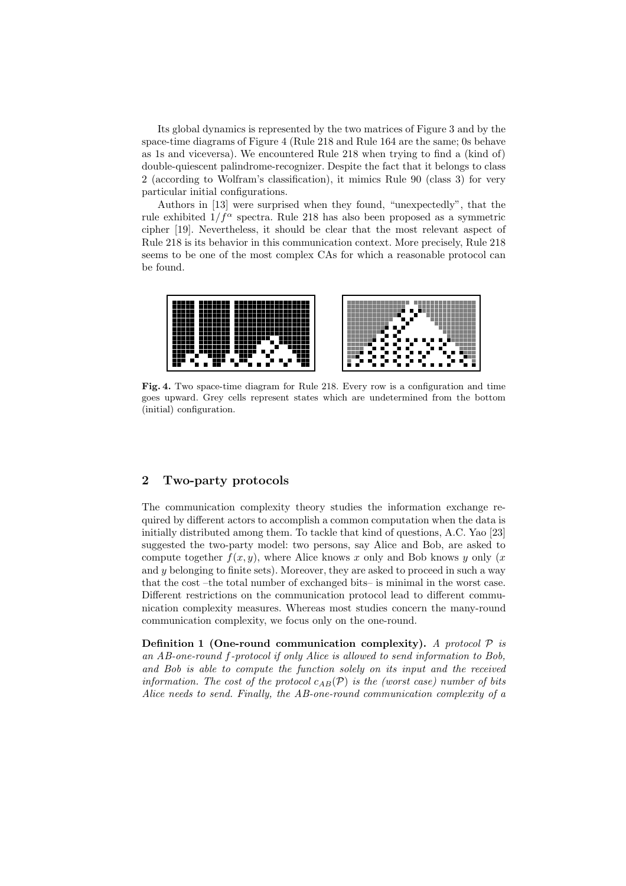Its global dynamics is represented by the two matrices of Figure 3 and by the space-time diagrams of Figure 4 (Rule 218 and Rule 164 are the same; 0s behave as 1s and viceversa). We encountered Rule 218 when trying to find a (kind of) double-quiescent palindrome-recognizer. Despite the fact that it belongs to class 2 (according to Wolfram's classification), it mimics Rule 90 (class 3) for very particular initial configurations.

Authors in [13] were surprised when they found, "unexpectedly", that the rule exhibited $1/f^{\alpha}$ spectra. Rule 218 has also been proposed as a symmetric cipher [19]. Nevertheless, it should be clear that the most relevant aspect of Rule 218 is its behavior in this communication context. More precisely, Rule 218 seems to be one of the most complex CAs for which a reasonable protocol can be found.

**Fig. 4.** Two space-time diagram for Rule 218. Every row is a configuration and time goes upward. Grey cells represent states which are undetermined from the bottom (initial) configuration.

## 2 Two-party protocols

The communication complexity theory studies the information exchange required by different actors to accomplish a common computation when the data is initially distributed among them. To tackle that kind of questions, A.C. Yao [23] suggested the two-party model: two persons, say Alice and Bob, are asked to compute together $f(x, y)$, where Alice knows $x$ only and Bob knows $y$ only ($x$ and $y$ belonging to finite sets). Moreover, they are asked to proceed in such a way that the cost –the total number of exchanged bits– is minimal in the worst case. Different restrictions on the communication protocol lead to different communication complexity measures. Whereas most studies concern the many-round communication complexity, we focus only on the one-round.

**Definition 1 (One-round communication complexity).** *A protocol $\mathcal{P}$ is an AB-one-round $f$-protocol if only Alice is allowed to send information to Bob, and Bob is able to compute the function solely on its input and the received information. The cost of the protocol $c_{AB}(\mathcal{P})$ is the (worst case) number of bits Alice needs to send. Finally, the AB-one-round communication complexity of a*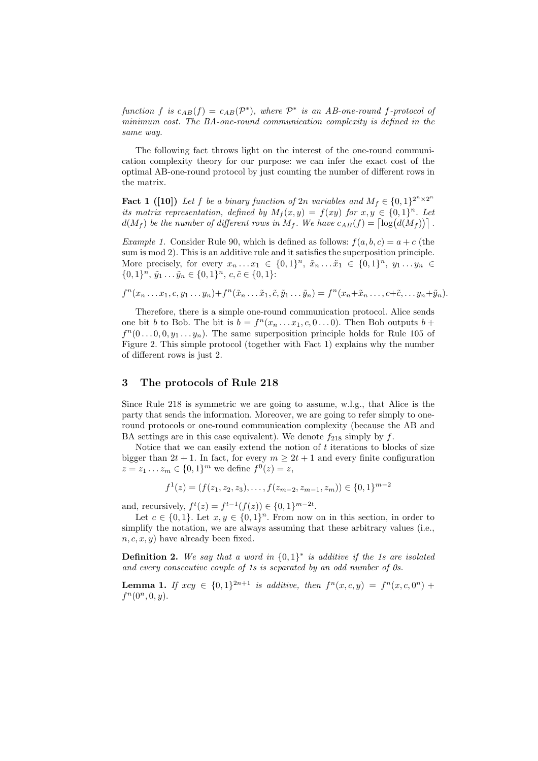*function $f$ is $c_{AB}(f) = c_{AB}(\mathcal{P}^*)$, where $\mathcal{P}^*$ is an AB-one-round $f$-protocol of minimum cost. The BA-one-round communication complexity is defined in the same way.*

The following fact throws light on the interest of the one-round communication complexity theory for our purpose: we can infer the exact cost of the optimal AB-one-round protocol by just counting the number of different rows in the matrix.

**Fact 1 ([10])** *Let $f$ be a binary function of $2n$ variables and $M_f \in \{0,1\}^{2^n \times 2^n}$ its matrix representation, defined by $M_f(x,y) = f(xy)$ for $x, y \in \{0,1\}^n$. Let $d(M_f)$ be the number of different rows in $M_f$. We have $c_{AB}(f) = \lceil \log(d(M_f)) \rceil$.*

*Example 1.* Consider Rule 90, which is defined as follows: $f(a,b,c) = a + c$ (the sum is mod 2). This is an additive rule and it satisfies the superposition principle. More precisely, for every $x_n \dots x_1 \in \{0,1\}^n$, $\tilde{x}_n \dots \tilde{x}_1 \in \{0,1\}^n$, $y_1 \dots y_n \in \{0,1\}^n$, $\tilde{y}_1 \dots \tilde{y}_n \in \{0,1\}^n$, $c, \tilde{c} \in \{0,1\}$:

$$f^n(x_n \dots x_1, c, y_1 \dots y_n) + f^n(\tilde{x}_n \dots \tilde{x}_1, \tilde{c}, \tilde{y}_1 \dots \tilde{y}_n) = f^n(x_n + \tilde{x}_n \dots, c + \tilde{c}, \dots y_n + \tilde{y}_n).$$

Therefore, there is a simple one-round communication protocol. Alice sends one bit $b$ to Bob. The bit is $b = f^n(x_n \dots x_1, c, 0 \dots 0)$. Then Bob outputs $b + f^n(0 \dots 0, 0, y_1 \dots y_n)$. The same superposition principle holds for Rule 105 of Figure 2. This simple protocol (together with Fact 1) explains why the number of different rows is just 2.

## 3 The protocols of Rule 218

Since Rule 218 is symmetric we are going to assume, w.l.g., that Alice is the party that sends the information. Moreover, we are going to refer simply to one-round protocols or one-round communication complexity (because the AB and BA settings are in this case equivalent). We denote $f_{218}$ simply by $f$.

Notice that we can easily extend the notion of $t$ iterations to blocks of size bigger than $2t+1$. In fact, for every $m \geq 2t+1$ and every finite configuration $z = z_1 \dots z_m \in \{0,1\}^m$ we define $f^0(z) = z$,

$$f^1(z) = (f(z_1, z_2, z_3), \dots, f(z_{m-2}, z_{m-1}, z_m)) \in \{0,1\}^{m-2}$$

and, recursively, $f^t(z) = f^{t-1}(f(z)) \in \{0,1\}^{m-2t}$.

Let $c \in \{0,1\}$. Let $x, y \in \{0,1\}^n$. From now on in this section, in order to simplify the notation, we are always assuming that these arbitrary values (i.e., $n, c, x, y$) have already been fixed.

**Definition 2.** *We say that a word in $\{0,1\}^*$ is additive if the 1s are isolated and every consecutive couple of 1s is separated by an odd number of 0s.*

**Lemma 1.** *If $xcy \in \{0,1\}^{2n+1}$ is additive, then $f^n(x,c,y) = f^n(x,c,0^n) + f^n(0^n, 0, y)$.*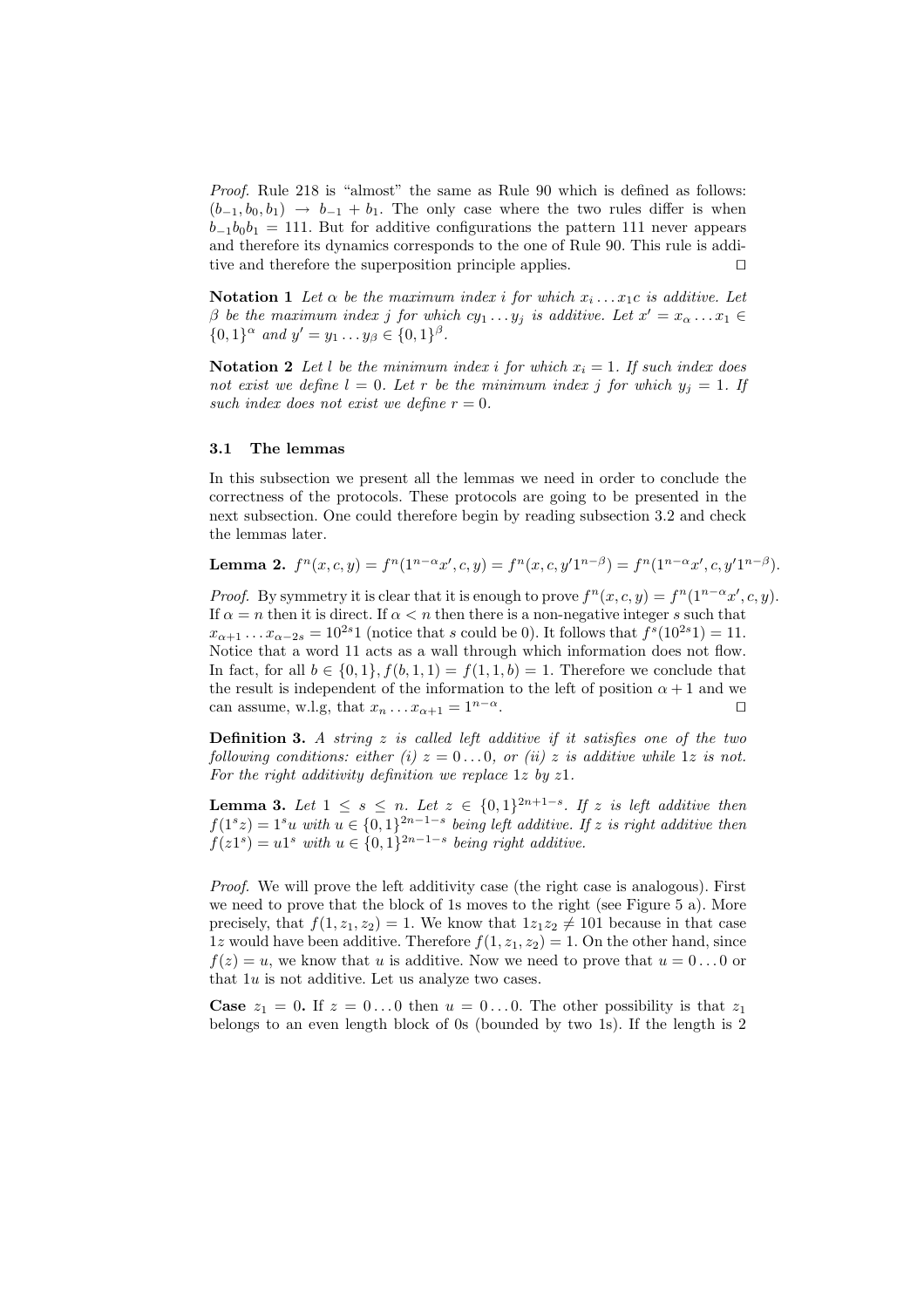*Proof.* Rule 218 is "almost" the same as Rule 90 which is defined as follows: $(b_{-1}, b_0, b_1) \to b_{-1} + b_1$. The only case where the two rules differ is when $b_{-1}b_0b_1 = 111$. But for additive configurations the pattern 111 never appears and therefore its dynamics corresponds to the one of Rule 90. This rule is additive and therefore the superposition principle applies. □

**Notation 1** *Let $\alpha$ be the maximum index $i$ for which $x_i \dots x_1 c$ is additive. Let $\beta$ be the maximum index $j$ for which $cy_1 \dots y_j$ is additive. Let $x' = x_\alpha \dots x_1 \in \{0,1\}^\alpha$ and $y' = y_1 \dots y_\beta \in \{0,1\}^\beta$.*

**Notation 2** *Let $l$ be the minimum index $i$ for which $x_i = 1$. If such index does not exist we define $l = 0$. Let $r$ be the minimum index $j$ for which $y_j = 1$. If such index does not exist we define $r = 0$.*

### 3.1 The lemmas

In this subsection we present all the lemmas we need in order to conclude the correctness of the protocols. These protocols are going to be presented in the next subsection. One could therefore begin by reading subsection 3.2 and check the lemmas later.

**Lemma 2.** $f^n(x, c, y) = f^n(1^{n-\alpha}x', c, y) = f^n(x, c, y'1^{n-\beta}) = f^n(1^{n-\alpha}x', c, y'1^{n-\beta})$.

*Proof.* By symmetry it is clear that it is enough to prove $f^n(x, c, y) = f^n(1^{n-\alpha}x', c, y)$. If $\alpha = n$ then it is direct. If $\alpha < n$ then there is a non-negative integer $s$ such that $x_{\alpha+1} \dots x_{\alpha-2s} = 10^{2s}1$ (notice that $s$ could be 0). It follows that $f^s(10^{2s}1) = 11$. Notice that a word 11 acts as a wall through which information does not flow. In fact, for all $b \in \{0,1\}$, $f(b, 1, 1) = f(1, 1, b) = 1$. Therefore we conclude that the result is independent of the information to the left of position $\alpha + 1$ and we can assume, w.l.g, that $x_n \dots x_{\alpha+1} = 1^{n-\alpha}$. □

**Definition 3.** *A string $z$ is called left additive if it satisfies one of the two following conditions: either (i) $z = 0 \dots 0$, or (ii) $z$ is additive while $1z$ is not. For the right additivity definition we replace $1z$ by $z1$.*

**Lemma 3.** *Let $1 \le s \le n$. Let $z \in \{0,1\}^{2n+1-s}$. If $z$ is left additive then $f(1^s z) = 1^s u$ with $u \in \{0,1\}^{2n-1-s}$ being left additive. If $z$ is right additive then $f(z1^s) = u1^s$ with $u \in \{0,1\}^{2n-1-s}$ being right additive.*

*Proof.* We will prove the left additivity case (the right case is analogous). First we need to prove that the block of 1s moves to the right (see Figure 5 a). More precisely, that $f(1, z_1, z_2) = 1$. We know that $1z_1z_2 \neq 101$ because in that case $1z$ would have been additive. Therefore $f(1, z_1, z_2) = 1$. On the other hand, since $f(z) = u$, we know that $u$ is additive. Now we need to prove that $u = 0 \dots 0$ or that $1u$ is not additive. Let us analyze two cases.

**Case** $z_1 = 0$**.** If $z = 0 \dots 0$ then $u = 0 \dots 0$. The other possibility is that $z_1$ belongs to an even length block of 0s (bounded by two 1s). If the length is 2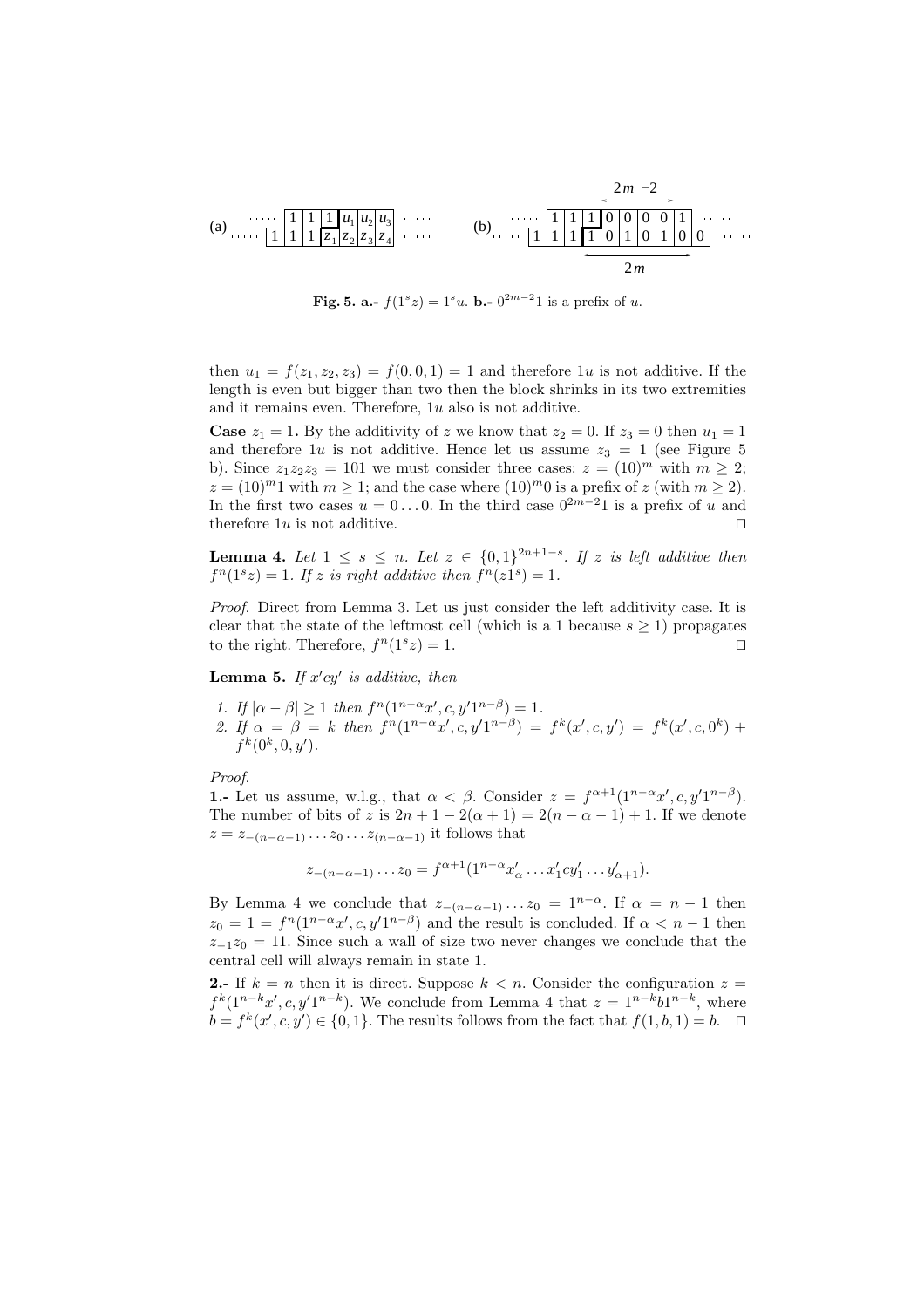(a) ..... | 1 | 1 | 1 | $u_1$ | $u_2$ | $u_3$ | .....
..... | 1 | 1 | 1 | $z_1$ | $z_2$ | $z_3$ | $z_4$ | .....

(b) ..... | 1 | 1 | 1 | 0 | 0 | 0 | 0 | 1 | ..... ($2m-2$)
..... | 1 | 1 | 1 | 1 | 0 | 1 | 0 | 1 | 0 | 0 | ..... ($2m$)

**Fig. 5. a.-** $f(1^s z) = 1^s u$. **b.-** $0^{2m-2}1$ is a prefix of $u$.

then $u_1 = f(z_1, z_2, z_3) = f(0, 0, 1) = 1$ and therefore $1u$ is not additive. If the length is even but bigger than two then the block shrinks in its two extremities and it remains even. Therefore, $1u$ also is not additive.

**Case** $z_1 = 1$**.** By the additivity of $z$ we know that $z_2 = 0$. If $z_3 = 0$ then $u_1 = 1$ and therefore $1u$ is not additive. Hence let us assume $z_3 = 1$ (see Figure 5 b). Since $z_1 z_2 z_3 = 101$ we must consider three cases: $z = (10)^m$ with $m \geq 2$; $z = (10)^m 1$ with $m \geq 1$; and the case where $(10)^m 0$ is a prefix of $z$ (with $m \geq 2$). In the first two cases $u = 0 \ldots 0$. In the third case $0^{2m-2}1$ is a prefix of $u$ and therefore $1u$ is not additive. $\square$

**Lemma 4.** *Let $1 \leq s \leq n$. Let $z \in \{0,1\}^{2n+1-s}$. If $z$ is left additive then $f^n(1^s z) = 1$. If $z$ is right additive then $f^n(z1^s) = 1$.*

*Proof.* Direct from Lemma 3. Let us just consider the left additivity case. It is clear that the state of the leftmost cell (which is a 1 because $s \geq 1$) propagates to the right. Therefore, $f^n(1^s z) = 1$. $\square$

**Lemma 5.** *If $x'cy'$ is additive, then*

1. *If $|\alpha - \beta| \geq 1$ then $f^n(1^{n-\alpha}x', c, y'1^{n-\beta}) = 1$.*
2. *If $\alpha = \beta = k$ then $f^n(1^{n-\alpha}x', c, y'1^{n-\beta}) = f^k(x', c, y') = f^k(x', c, 0^k) + f^k(0^k, 0, y')$.*

*Proof.*

**1.-** Let us assume, w.l.g., that $\alpha < \beta$. Consider $z = f^{\alpha+1}(1^{n-\alpha}x', c, y'1^{n-\beta})$. The number of bits of $z$ is $2n + 1 - 2(\alpha+1) = 2(n - \alpha - 1) + 1$. If we denote $z = z_{-(n-\alpha-1)} \ldots z_0 \ldots z_{(n-\alpha-1)}$ it follows that

$$z_{-(n-\alpha-1)} \ldots z_0 = f^{\alpha+1}(1^{n-\alpha}x'_\alpha \ldots x'_1 c y'_1 \ldots y'_{\alpha+1}).$$

By Lemma 4 we conclude that $z_{-(n-\alpha-1)} \ldots z_0 = 1^{n-\alpha}$. If $\alpha = n-1$ then $z_0 = 1 = f^n(1^{n-\alpha}x', c, y'1^{n-\beta})$ and the result is concluded. If $\alpha < n-1$ then $z_{-1}z_0 = 11$. Since such a wall of size two never changes we conclude that the central cell will always remain in state 1.

**2.-** If $k = n$ then it is direct. Suppose $k < n$. Consider the configuration $z = f^k(1^{n-k}x', c, y'1^{n-k})$. We conclude from Lemma 4 that $z = 1^{n-k}b1^{n-k}$, where $b = f^k(x', c, y') \in \{0, 1\}$. The results follows from the fact that $f(1, b, 1) = b$. $\square$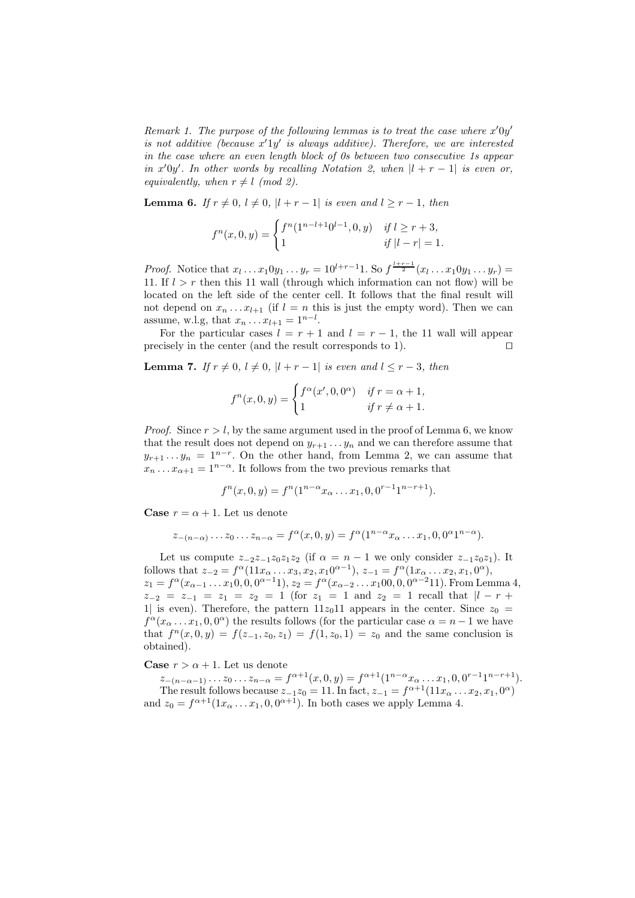*Remark 1. The purpose of the following lemmas is to treat the case where $x'0y'$ is not additive (because $x'1y'$ is always additive). Therefore, we are interested in the case where an even length block of 0s between two consecutive 1s appear in $x'0y'$. In other words by recalling Notation 2, when $|l+r-1|$ is even or, equivalently, when $r \neq l$ (mod 2).*

**Lemma 6.** *If $r \neq 0$, $l \neq 0$, $|l+r-1|$ is even and $l \geq r-1$, then*

$$f^n(x,0,y) = \begin{cases} f^n(1^{n-l+1}0^{l-1},0,y) & \text{if } l \geq r+3, \\ 1 & \text{if } |l-r| = 1. \end{cases}$$

*Proof.* Notice that $x_l \dots x_1 0 y_1 \dots y_r = 10^{l+r-1}1$. So $f^{\frac{l+r-1}{2}}(x_l \dots x_1 0 y_1 \dots y_r) = 11$. If $l > r$ then this 11 wall (through which information can not flow) will be located on the left side of the center cell. It follows that the final result will not depend on $x_n \dots x_{l+1}$ (if $l = n$ this is just the empty word). Then we can assume, w.l.g, that $x_n \dots x_{l+1} = 1^{n-l}$.

For the particular cases $l = r+1$ and $l = r-1$, the 11 wall will appear precisely in the center (and the result corresponds to 1). ◻

**Lemma 7.** *If $r \neq 0$, $l \neq 0$, $|l+r-1|$ is even and $l \leq r-3$, then*

$$f^n(x,0,y) = \begin{cases} f^\alpha(x',0,0^\alpha) & \text{if } r = \alpha+1, \\ 1 & \text{if } r \neq \alpha+1. \end{cases}$$

*Proof.* Since $r > l$, by the same argument used in the proof of Lemma 6, we know that the result does not depend on $y_{r+1} \dots y_n$ and we can therefore assume that $y_{r+1} \dots y_n = 1^{n-r}$. On the other hand, from Lemma 2, we can assume that $x_n \dots x_{\alpha+1} = 1^{n-\alpha}$. It follows from the two previous remarks that

$$f^n(x,0,y) = f^n(1^{n-\alpha}x_\alpha \dots x_1, 0, 0^{r-1}1^{n-r+1}).$$

**Case** $r = \alpha+1$. Let us denote

$$z_{-(n-\alpha)} \dots z_0 \dots z_{n-\alpha} = f^\alpha(x,0,y) = f^\alpha(1^{n-\alpha}x_\alpha \dots x_1, 0, 0^\alpha 1^{n-\alpha}).$$

Let us compute $z_{-2}z_{-1}z_0z_1z_2$ (if $\alpha = n-1$ we only consider $z_{-1}z_0z_1$). It follows that $z_{-2} = f^\alpha(11x_\alpha \dots x_3, x_2, x_1 0^{\alpha-1})$, $z_{-1} = f^\alpha(1x_\alpha \dots x_2, x_1, 0^\alpha)$, $z_1 = f^\alpha(x_{\alpha-1} \dots x_1 0, 0, 0^{\alpha-1}1)$, $z_2 = f^\alpha(x_{\alpha-2} \dots x_1 00, 0, 0^{\alpha-2}11)$. From Lemma 4, $z_{-2} = z_{-1} = z_1 = z_2 = 1$ (for $z_1 = 1$ and $z_2 = 1$ recall that $|l-r+1|$ is even). Therefore, the pattern $11z_011$ appears in the center. Since $z_0 = f^\alpha(x_\alpha \dots x_1, 0, 0^\alpha)$ the results follows (for the particular case $\alpha = n-1$ we have that $f^n(x,0,y) = f(z_{-1}, z_0, z_1) = f(1, z_0, 1) = z_0$ and the same conclusion is obtained).

**Case** $r > \alpha+1$. Let us denote

$z_{-(n-\alpha-1)} \dots z_0 \dots z_{n-\alpha} = f^{\alpha+1}(x,0,y) = f^{\alpha+1}(1^{n-\alpha}x_\alpha \dots x_1, 0, 0^{r-1}1^{n-r+1})$.

The result follows because $z_{-1}z_0 = 11$. In fact, $z_{-1} = f^{\alpha+1}(11x_\alpha \dots x_2, x_1, 0^\alpha)$ and $z_0 = f^{\alpha+1}(1x_\alpha \dots x_1, 0, 0^{\alpha+1})$. In both cases we apply Lemma 4.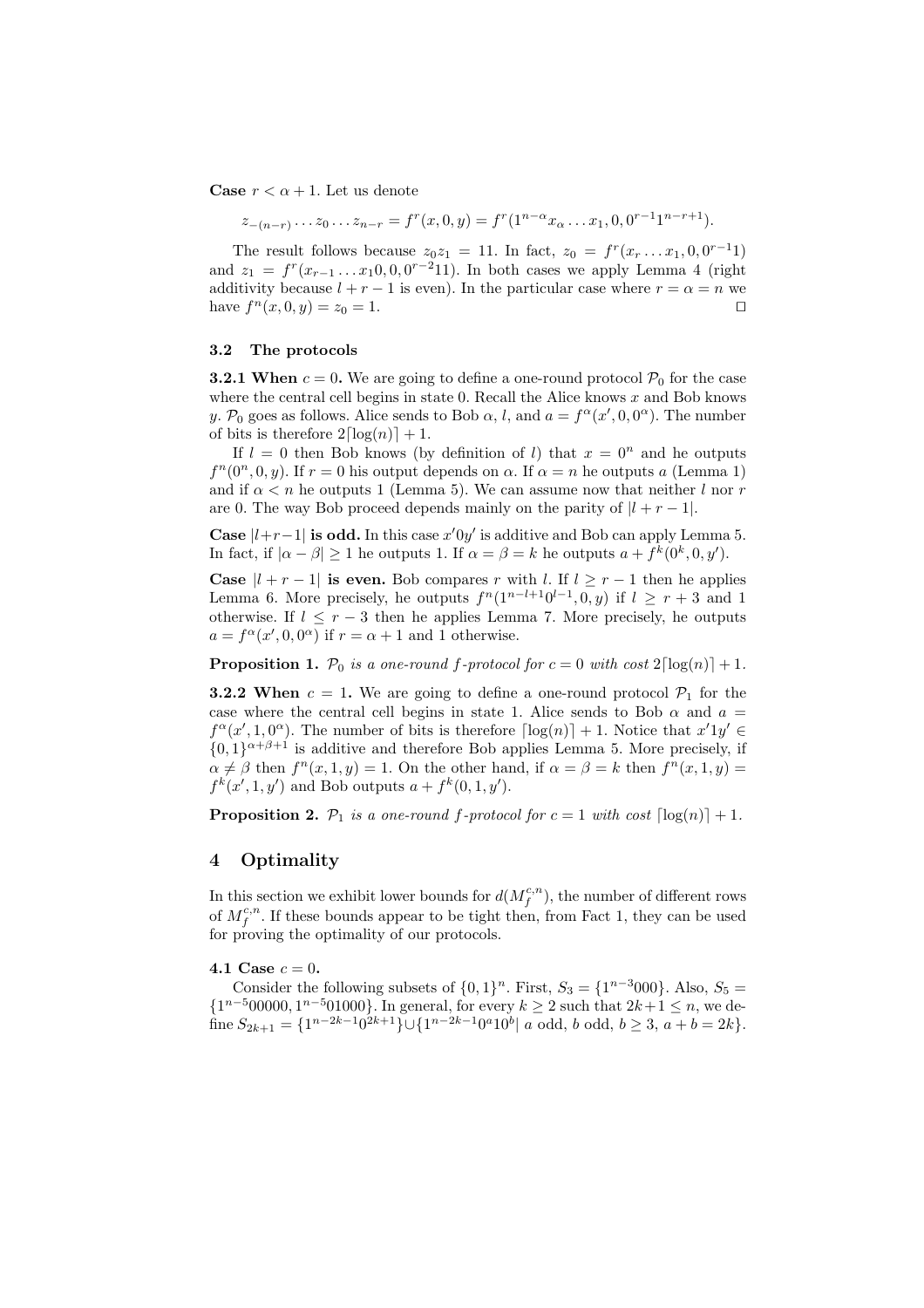**Case** $r < \alpha + 1$. Let us denote

$$z_{-(n-r)} \dots z_0 \dots z_{n-r} = f^r(x, 0, y) = f^r(1^{n-\alpha} x_\alpha \dots x_1, 0, 0^{r-1} 1^{n-r+1}).$$

The result follows because $z_0 z_1 = 11$. In fact, $z_0 = f^r(x_r \dots x_1, 0, 0^{r-1}1)$ and $z_1 = f^r(x_{r-1} \dots x_1 0, 0, 0^{r-2}11)$. In both cases we apply Lemma 4 (right additivity because $l + r - 1$ is even). In the particular case where $r = \alpha = n$ we have $f^n(x, 0, y) = z_0 = 1$. □

### 3.2 The protocols

**3.2.1 When** $c = 0$**.** We are going to define a one-round protocol $\mathcal{P}_0$ for the case where the central cell begins in state 0. Recall the Alice knows $x$ and Bob knows $y$. $\mathcal{P}_0$ goes as follows. Alice sends to Bob $\alpha$, $l$, and $a = f^\alpha(x', 0, 0^\alpha)$. The number of bits is therefore $2\lceil \log(n) \rceil + 1$.

If $l = 0$ then Bob knows (by definition of $l$) that $x = 0^n$ and he outputs $f^n(0^n, 0, y)$. If $r = 0$ his output depends on $\alpha$. If $\alpha = n$ he outputs $a$ (Lemma 1) and if $\alpha < n$ he outputs 1 (Lemma 5). We can assume now that neither $l$ nor $r$ are 0. The way Bob proceed depends mainly on the parity of $|l + r - 1|$.

**Case** $|l+r-1|$ **is odd.** In this case $x'0y'$ is additive and Bob can apply Lemma 5. In fact, if $|\alpha - \beta| \geq 1$ he outputs 1. If $\alpha = \beta = k$ he outputs $a + f^k(0^k, 0, y')$.

**Case** $|l + r - 1|$ **is even.** Bob compares $r$ with $l$. If $l \geq r - 1$ then he applies Lemma 6. More precisely, he outputs $f^n(1^{n-l+1}0^{l-1}, 0, y)$ if $l \geq r + 3$ and 1 otherwise. If $l \leq r - 3$ then he applies Lemma 7. More precisely, he outputs $a = f^\alpha(x', 0, 0^\alpha)$ if $r = \alpha + 1$ and 1 otherwise.

**Proposition 1.** *$\mathcal{P}_0$ is a one-round $f$-protocol for $c = 0$ with cost $2\lceil \log(n) \rceil + 1$.*

**3.2.2 When** $c = 1$**.** We are going to define a one-round protocol $\mathcal{P}_1$ for the case where the central cell begins in state 1. Alice sends to Bob $\alpha$ and $a = f^\alpha(x', 1, 0^\alpha)$. The number of bits is therefore $\lceil \log(n) \rceil + 1$. Notice that $x'1y' \in \{0,1\}^{\alpha+\beta+1}$ is additive and therefore Bob applies Lemma 5. More precisely, if $\alpha \neq \beta$ then $f^n(x, 1, y) = 1$. On the other hand, if $\alpha = \beta = k$ then $f^n(x, 1, y) = f^k(x', 1, y')$ and Bob outputs $a + f^k(0, 1, y')$.

**Proposition 2.** *$\mathcal{P}_1$ is a one-round $f$-protocol for $c = 1$ with cost $\lceil \log(n) \rceil + 1$.*

## 4 Optimality

In this section we exhibit lower bounds for $d(M_f^{c,n})$, the number of different rows of $M_f^{c,n}$. If these bounds appear to be tight then, from Fact 1, they can be used for proving the optimality of our protocols.

### 4.1 Case $c = 0$.

Consider the following subsets of $\{0,1\}^n$. First, $S_3 = \{1^{n-3}000\}$. Also, $S_5 = \{1^{n-5}00000, 1^{n-5}01000\}$. In general, for every $k \geq 2$ such that $2k+1 \leq n$, we define $S_{2k+1} = \{1^{n-2k-1}0^{2k+1}\} \cup \{1^{n-2k-1}0^a 1 0^b |\ a \text{ odd}, b \text{ odd}, b \geq 3, a + b = 2k\}$.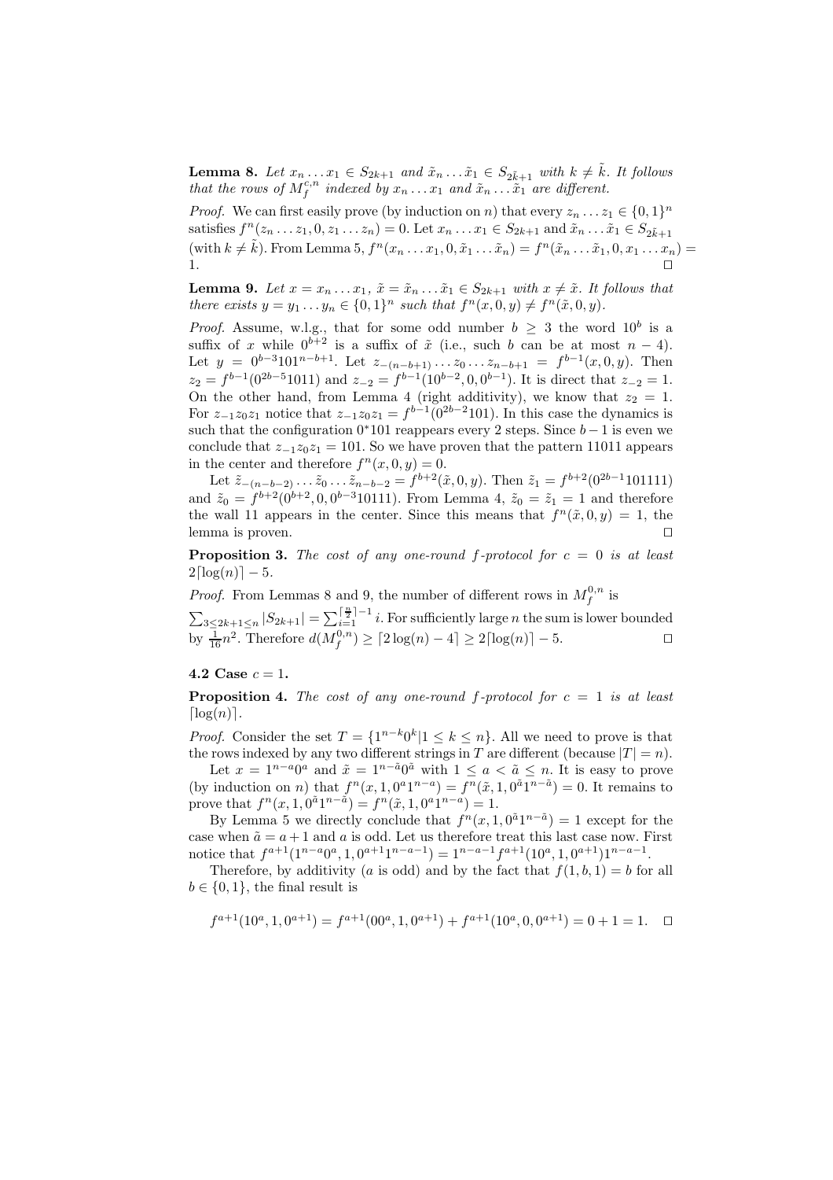**Lemma 8.** *Let $x_n \dots x_1 \in S_{2k+1}$ and $\tilde{x}_n \dots \tilde{x}_1 \in S_{2\tilde{k}+1}$ with $k \neq \tilde{k}$. It follows that the rows of $M_f^{c,n}$ indexed by $x_n \dots x_1$ and $\tilde{x}_n \dots \tilde{x}_1$ are different.*

*Proof.* We can first easily prove (by induction on $n$) that every $z_n \dots z_1 \in \{0,1\}^n$ satisfies $f^n(z_n \dots z_1, 0, z_1 \dots z_n) = 0$. Let $x_n \dots x_1 \in S_{2k+1}$ and $\tilde{x}_n \dots \tilde{x}_1 \in S_{2\tilde{k}+1}$ (with $k \neq \tilde{k}$). From Lemma 5, $f^n(x_n \dots x_1, 0, \tilde{x}_1 \dots \tilde{x}_n) = f^n(\tilde{x}_n \dots \tilde{x}_1, 0, x_1 \dots x_n) = 1$. □

**Lemma 9.** *Let $x = x_n \dots x_1$, $\tilde{x} = \tilde{x}_n \dots \tilde{x}_1 \in S_{2k+1}$ with $x \neq \tilde{x}$. It follows that there exists $y = y_1 \dots y_n \in \{0,1\}^n$ such that $f^n(x, 0, y) \neq f^n(\tilde{x}, 0, y)$.*

*Proof.* Assume, w.l.g., that for some odd number $b \geq 3$ the word $10^b$ is a suffix of $x$ while $0^{b+2}$ is a suffix of $\tilde{x}$ (i.e., such $b$ can be at most $n-4$). Let $y = 0^{b-3}101^{n-b+1}$. Let $z_{-(n-b+1)} \dots z_0 \dots z_{n-b+1} = f^{b-1}(x, 0, y)$. Then $z_2 = f^{b-1}(0^{2b-5}1011)$ and $z_{-2} = f^{b-1}(10^{b-2}, 0, 0^{b-1})$. It is direct that $z_{-2} = 1$. On the other hand, from Lemma 4 (right additivity), we know that $z_2 = 1$. For $z_{-1}z_0z_1$ notice that $z_{-1}z_0z_1 = f^{b-1}(0^{2b-2}101)$. In this case the dynamics is such that the configuration $0^*101$ reappears every 2 steps. Since $b-1$ is even we conclude that $z_{-1}z_0z_1 = 101$. So we have proven that the pattern 11011 appears in the center and therefore $f^n(x, 0, y) = 0$.

Let $\tilde{z}_{-(n-b-2)} \dots \tilde{z}_0 \dots \tilde{z}_{n-b-2} = f^{b+2}(\tilde{x}, 0, y)$. Then $\tilde{z}_1 = f^{b+2}(0^{2b-1}101111)$ and $\tilde{z}_0 = f^{b+2}(0^{b+2}, 0, 0^{b-3}10111)$. From Lemma 4, $\tilde{z}_0 = \tilde{z}_1 = 1$ and therefore the wall 11 appears in the center. Since this means that $f^n(\tilde{x}, 0, y) = 1$, the lemma is proven. □

**Proposition 3.** *The cost of any one-round $f$-protocol for $c = 0$ is at least $2\lceil \log(n) \rceil - 5$.*

*Proof.* From Lemmas 8 and 9, the number of different rows in $M_f^{0,n}$ is $\sum_{3 \leq 2k+1 \leq n} |S_{2k+1}| = \sum_{i=1}^{\lceil \frac{n}{2} \rceil - 1} i$. For sufficiently large $n$ the sum is lower bounded by $\frac{1}{16}n^2$. Therefore $d(M_f^{0,n}) \geq \lceil 2\log(n) - 4 \rceil \geq 2\lceil \log(n) \rceil - 5$. □

### 4.2 Case $c = 1$.

**Proposition 4.** *The cost of any one-round $f$-protocol for $c = 1$ is at least $\lceil \log(n) \rceil$.*

*Proof.* Consider the set $T = \{1^{n-k}0^k | 1 \leq k \leq n\}$. All we need to prove is that the rows indexed by any two different strings in $T$ are different (because $|T| = n$).

Let $x = 1^{n-a}0^a$ and $\tilde{x} = 1^{n-\tilde{a}}0^{\tilde{a}}$ with $1 \leq a < \tilde{a} \leq n$. It is easy to prove (by induction on $n$) that $f^n(x, 1, 0^a1^{n-a}) = f^n(\tilde{x}, 1, 0^{\tilde{a}}1^{n-\tilde{a}}) = 0$. It remains to prove that $f^n(x, 1, 0^{\tilde{a}}1^{n-\tilde{a}}) = f^n(\tilde{x}, 1, 0^a1^{n-a}) = 1$.

By Lemma 5 we directly conclude that $f^n(x, 1, 0^{\tilde{a}}1^{n-\tilde{a}}) = 1$ except for the case when $\tilde{a} = a+1$ and $a$ is odd. Let us therefore treat this last case now. First notice that $f^{a+1}(1^{n-a}0^a, 1, 0^{a+1}1^{n-a-1}) = 1^{n-a-1}f^{a+1}(10^a, 1, 0^{a+1})1^{n-a-1}$.

Therefore, by additivity ($a$ is odd) and by the fact that $f(1, b, 1) = b$ for all $b \in \{0,1\}$, the final result is

$$f^{a+1}(10^a, 1, 0^{a+1}) = f^{a+1}(00^a, 1, 0^{a+1}) + f^{a+1}(10^a, 0, 0^{a+1}) = 0 + 1 = 1. \quad \square$$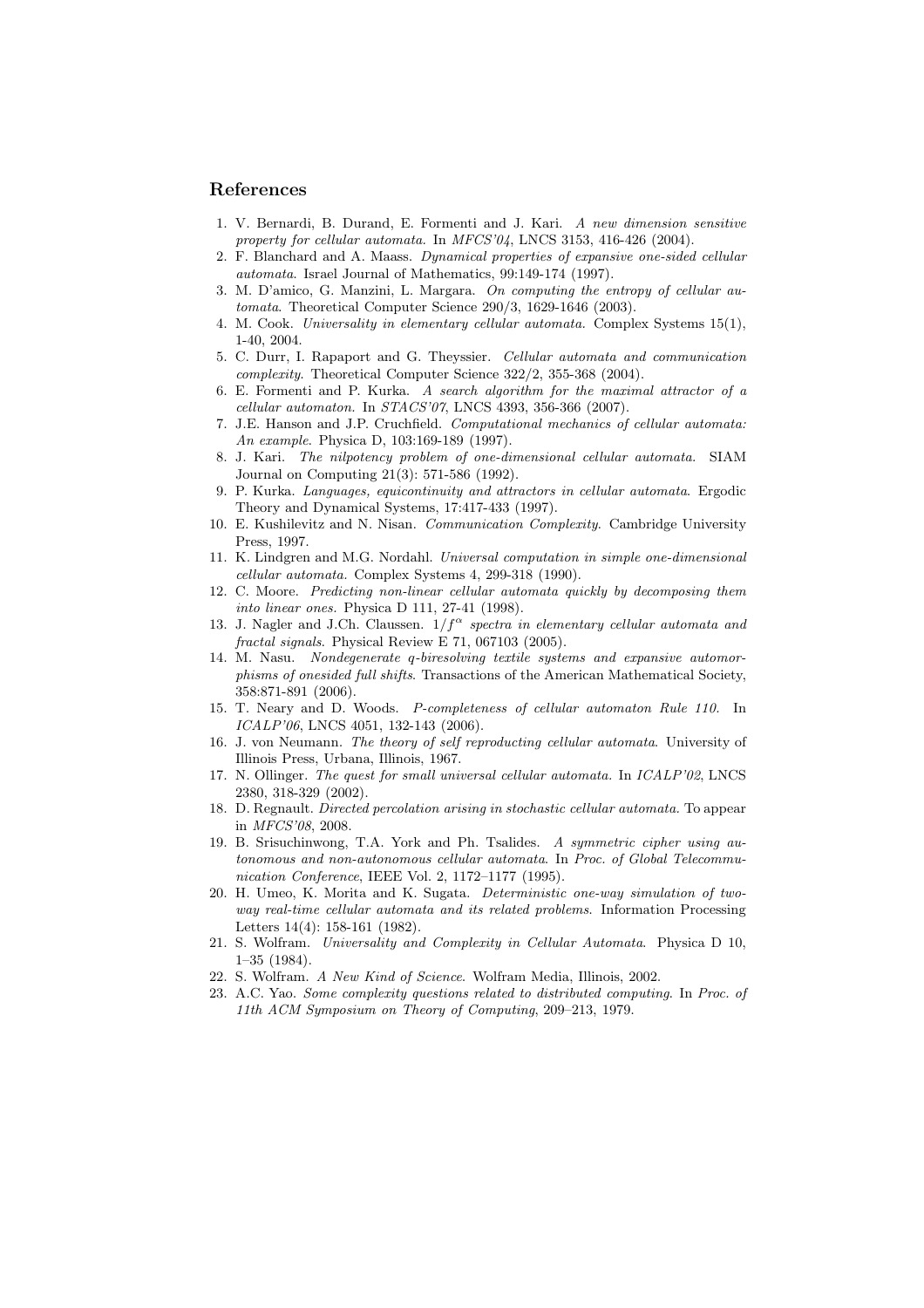## References

1. V. Bernardi, B. Durand, E. Formenti and J. Kari. *A new dimension sensitive property for cellular automata*. In *MFCS'04*, LNCS 3153, 416-426 (2004).
2. F. Blanchard and A. Maass. *Dynamical properties of expansive one-sided cellular automata*. Israel Journal of Mathematics, 99:149-174 (1997).
3. M. D'amico, G. Manzini, L. Margara. *On computing the entropy of cellular automata*. Theoretical Computer Science 290/3, 1629-1646 (2003).
4. M. Cook. *Universality in elementary cellular automata.* Complex Systems 15(1), 1-40, 2004.
5. C. Durr, I. Rapaport and G. Theyssier. *Cellular automata and communication complexity*. Theoretical Computer Science 322/2, 355-368 (2004).
6. E. Formenti and P. Kurka. *A search algorithm for the maximal attractor of a cellular automaton.* In *STACS'07*, LNCS 4393, 356-366 (2007).
7. J.E. Hanson and J.P. Cruchfield. *Computational mechanics of cellular automata: An example*. Physica D, 103:169-189 (1997).
8. J. Kari. *The nilpotency problem of one-dimensional cellular automata.* SIAM Journal on Computing 21(3): 571-586 (1992).
9. P. Kurka. *Languages, equicontinuity and attractors in cellular automata*. Ergodic Theory and Dynamical Systems, 17:417-433 (1997).
10. E. Kushilevitz and N. Nisan. *Communication Complexity*. Cambridge University Press, 1997.
11. K. Lindgren and M.G. Nordahl. *Universal computation in simple one-dimensional cellular automata.* Complex Systems 4, 299-318 (1990).
12. C. Moore. *Predicting non-linear cellular automata quickly by decomposing them into linear ones.* Physica D 111, 27-41 (1998).
13. J. Nagler and J.Ch. Claussen. *$1/f^{\alpha}$ spectra in elementary cellular automata and fractal signals*. Physical Review E 71, 067103 (2005).
14. M. Nasu. *Nondegenerate q-biresolving textile systems and expansive automorphisms of onesided full shifts*. Transactions of the American Mathematical Society, 358:871-891 (2006).
15. T. Neary and D. Woods. *P-completeness of cellular automaton Rule 110.* In *ICALP'06*, LNCS 4051, 132-143 (2006).
16. J. von Neumann. *The theory of self reproducting cellular automata*. University of Illinois Press, Urbana, Illinois, 1967.
17. N. Ollinger. *The quest for small universal cellular automata.* In *ICALP'02*, LNCS 2380, 318-329 (2002).
18. D. Regnault. *Directed percolation arising in stochastic cellular automata.* To appear in *MFCS'08*, 2008.
19. B. Srisuchinwong, T.A. York and Ph. Tsalides. *A symmetric cipher using autonomous and non-autonomous cellular automata*. In *Proc. of Global Telecommunication Conference*, IEEE Vol. 2, 1172–1177 (1995).
20. H. Umeo, K. Morita and K. Sugata. *Deterministic one-way simulation of two-way real-time cellular automata and its related problems.* Information Processing Letters 14(4): 158-161 (1982).
21. S. Wolfram. *Universality and Complexity in Cellular Automata*. Physica D 10, 1–35 (1984).
22. S. Wolfram. *A New Kind of Science.* Wolfram Media, Illinois, 2002.
23. A.C. Yao. *Some complexity questions related to distributed computing*. In *Proc. of 11th ACM Symposium on Theory of Computing*, 209–213, 1979.